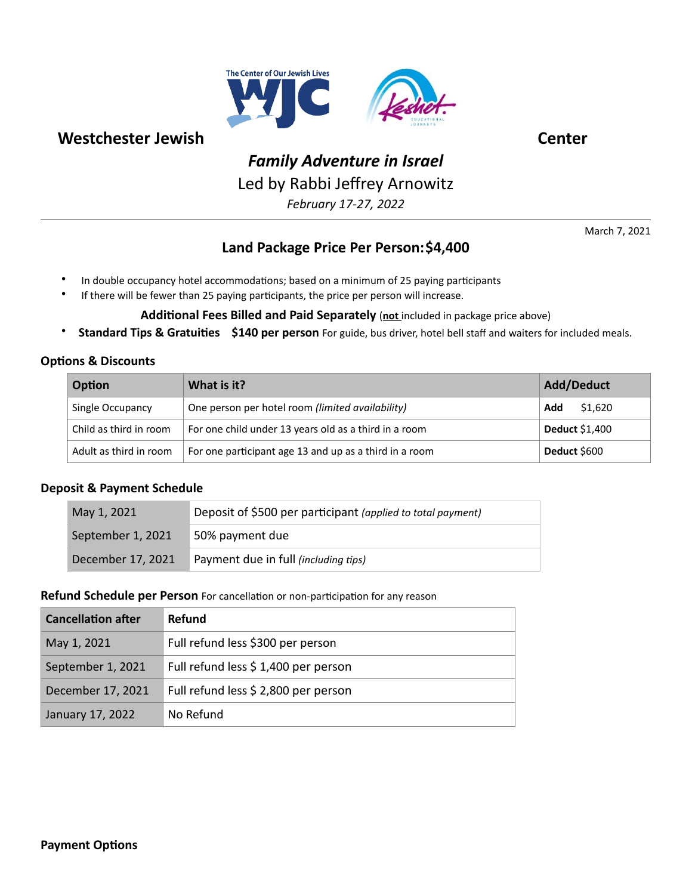The Center of Our Jewish Lives

**Westchester Jewish Center**

## *Family Adventure in Israel*

Led by Rabbi Jeffrey Arnowitz

*February 17-27, 2022*

---

March 7, 2021

### Land Package Price Per Person: $4,400

- In double occupancy hotel accommodations; based on a minimum of 25 paying participants
- If there will be fewer than 25 paying participants, the price per person will increase.

**Additional Fees Billed and Paid Separately** (**not** included in package price above)

- **Standard Tips & Gratuities $140 per person** For guide, bus driver, hotel bell staff and waiters for included meals.

#### Options & Discounts

| Option | What is it? | Add/Deduct |
|---|---|---|
| Single Occupancy | One person per hotel room *(limited availability)* | **Add** $1,620 |
| Child as third in room | For one child under 13 years old as a third in a room | **Deduct** $1,400 |
| Adult as third in room | For one participant age 13 and up as a third in a room | **Deduct** $600 |

#### Deposit & Payment Schedule

| | |
|---|---|
| May 1, 2021 | Deposit of $500 per participant *(applied to total payment)* |
| September 1, 2021 | 50% payment due |
| December 17, 2021 | Payment due in full *(including tips)* |

#### Refund Schedule per Person For cancellation or non-participation for any reason

| Cancellation after | Refund |
|---|---|
| May 1, 2021 | Full refund less $300 per person |
| September 1, 2021 | Full refund less $ 1,400 per person |
| December 17, 2021 | Full refund less $ 2,800 per person |
| January 17, 2022 | No Refund |

#### Payment Options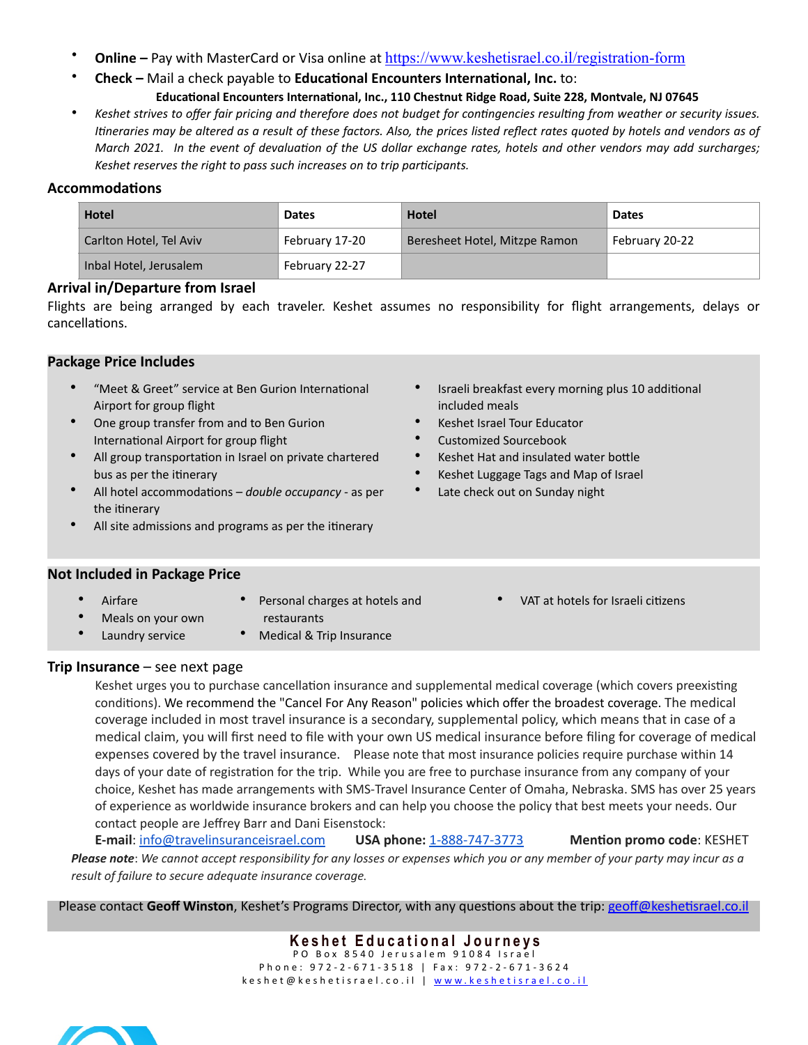- **Online –** Pay with MasterCard or Visa online at https://www.keshetisrael.co.il/registration-form
- **Check –** Mail a check payable to **Educational Encounters International, Inc.** to:

  **Educational Encounters International, Inc., 110 Chestnut Ridge Road, Suite 228, Montvale, NJ 07645**
- *Keshet strives to offer fair pricing and therefore does not budget for contingencies resulting from weather or security issues. Itineraries may be altered as a result of these factors. Also, the prices listed reflect rates quoted by hotels and vendors as of March 2021. In the event of devaluation of the US dollar exchange rates, hotels and other vendors may add surcharges; Keshet reserves the right to pass such increases on to trip participants.*

## Accommodations

| Hotel | Dates | Hotel | Dates |
|---|---|---|---|
| Carlton Hotel, Tel Aviv | February 17-20 | Beresheet Hotel, Mitzpe Ramon | February 20-22 |
| Inbal Hotel, Jerusalem | February 22-27 | | |

## Arrival in/Departure from Israel

Flights are being arranged by each traveler. Keshet assumes no responsibility for flight arrangements, delays or cancellations.

## Package Price Includes

- "Meet & Greet" service at Ben Gurion International Airport for group flight
- One group transfer from and to Ben Gurion International Airport for group flight
- All group transportation in Israel on private chartered bus as per the itinerary
- All hotel accommodations – *double occupancy* - as per the itinerary
- All site admissions and programs as per the itinerary
- Israeli breakfast every morning plus 10 additional included meals
- Keshet Israel Tour Educator
- Customized Sourcebook
- Keshet Hat and insulated water bottle
- Keshet Luggage Tags and Map of Israel
- Late check out on Sunday night

## Not Included in Package Price

- Airfare
- Meals on your own
- Laundry service
- Personal charges at hotels and restaurants
- Medical & Trip Insurance
- VAT at hotels for Israeli citizens

## Trip Insurance – see next page

Keshet urges you to purchase cancellation insurance and supplemental medical coverage (which covers preexisting conditions). We recommend the "Cancel For Any Reason" policies which offer the broadest coverage. The medical coverage included in most travel insurance is a secondary, supplemental policy, which means that in case of a medical claim, you will first need to file with your own US medical insurance before filing for coverage of medical expenses covered by the travel insurance. Please note that most insurance policies require purchase within 14 days of your date of registration for the trip. While you are free to purchase insurance from any company of your choice, Keshet has made arrangements with SMS-Travel Insurance Center of Omaha, Nebraska. SMS has over 25 years of experience as worldwide insurance brokers and can help you choose the policy that best meets your needs. Our contact people are Jeffrey Barr and Dani Eisenstock:

**E-mail**: info@travelinsuranceisrael.com **USA phone:** 1-888-747-3773 **Mention promo code**: KESHET

***Please note***: *We cannot accept responsibility for any losses or expenses which you or any member of your party may incur as a result of failure to secure adequate insurance coverage.*

Please contact **Geoff Winston**, Keshet's Programs Director, with any questions about the trip: geoff@keshetisrael.co.il

**Keshet Educational Journeys**
PO Box 8540 Jerusalem 91084 Israel
Phone: 972-2-671-3518 | Fax: 972-2-671-3624
keshet@keshetisrael.co.il | www.keshetisrael.co.il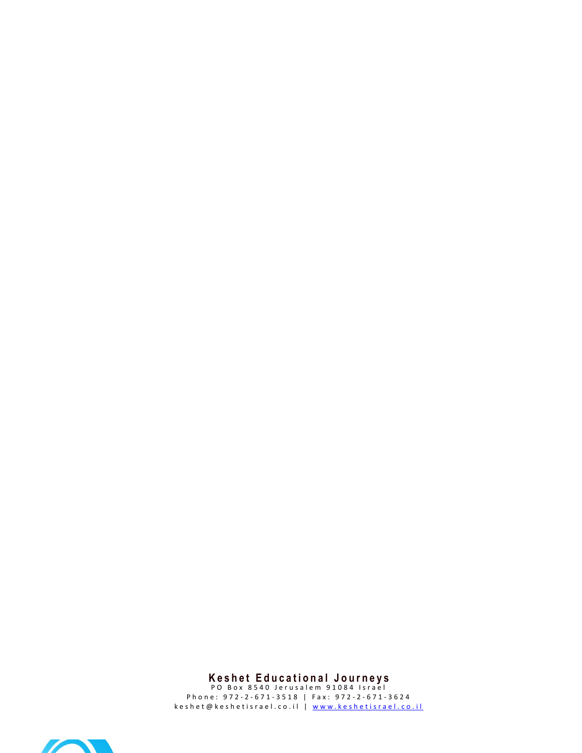**Keshet Educational Journeys**
PO Box 8540 Jerusalem 91084 Israel
Phone: 972-2-671-3518 | Fax: 972-2-671-3624
keshet@keshetisrael.co.il | www.keshetisrael.co.il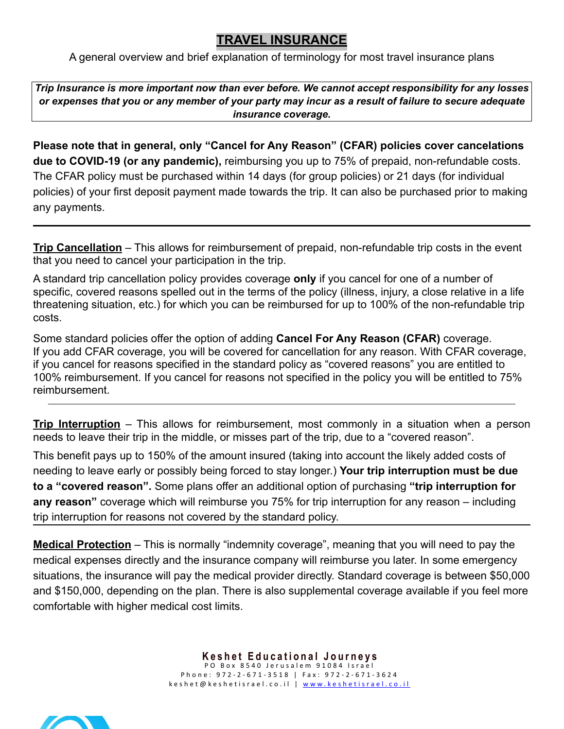# TRAVEL INSURANCE

A general overview and brief explanation of terminology for most travel insurance plans

***Trip Insurance is more important now than ever before. We cannot accept responsibility for any losses or expenses that you or any member of your party may incur as a result of failure to secure adequate insurance coverage.***

**Please note that in general, only "Cancel for Any Reason" (CFAR) policies cover cancelations due to COVID-19 (or any pandemic),** reimbursing you up to 75% of prepaid, non-refundable costs. The CFAR policy must be purchased within 14 days (for group policies) or 21 days (for individual policies) of your first deposit payment made towards the trip. It can also be purchased prior to making any payments.

---

**Trip Cancellation** – This allows for reimbursement of prepaid, non-refundable trip costs in the event that you need to cancel your participation in the trip.

A standard trip cancellation policy provides coverage **only** if you cancel for one of a number of specific, covered reasons spelled out in the terms of the policy (illness, injury, a close relative in a life threatening situation, etc.) for which you can be reimbursed for up to 100% of the non-refundable trip costs.

Some standard policies offer the option of adding **Cancel For Any Reason (CFAR)** coverage. If you add CFAR coverage, you will be covered for cancellation for any reason. With CFAR coverage, if you cancel for reasons specified in the standard policy as "covered reasons" you are entitled to 100% reimbursement. If you cancel for reasons not specified in the policy you will be entitled to 75% reimbursement.

---

**Trip Interruption** – This allows for reimbursement, most commonly in a situation when a person needs to leave their trip in the middle, or misses part of the trip, due to a "covered reason".

This benefit pays up to 150% of the amount insured (taking into account the likely added costs of needing to leave early or possibly being forced to stay longer.) **Your trip interruption must be due to a "covered reason".** Some plans offer an additional option of purchasing **"trip interruption for any reason"** coverage which will reimburse you 75% for trip interruption for any reason – including trip interruption for reasons not covered by the standard policy.

---

**Medical Protection** – This is normally "indemnity coverage", meaning that you will need to pay the medical expenses directly and the insurance company will reimburse you later. In some emergency situations, the insurance will pay the medical provider directly. Standard coverage is between $50,000 and $150,000, depending on the plan. There is also supplemental coverage available if you feel more comfortable with higher medical cost limits.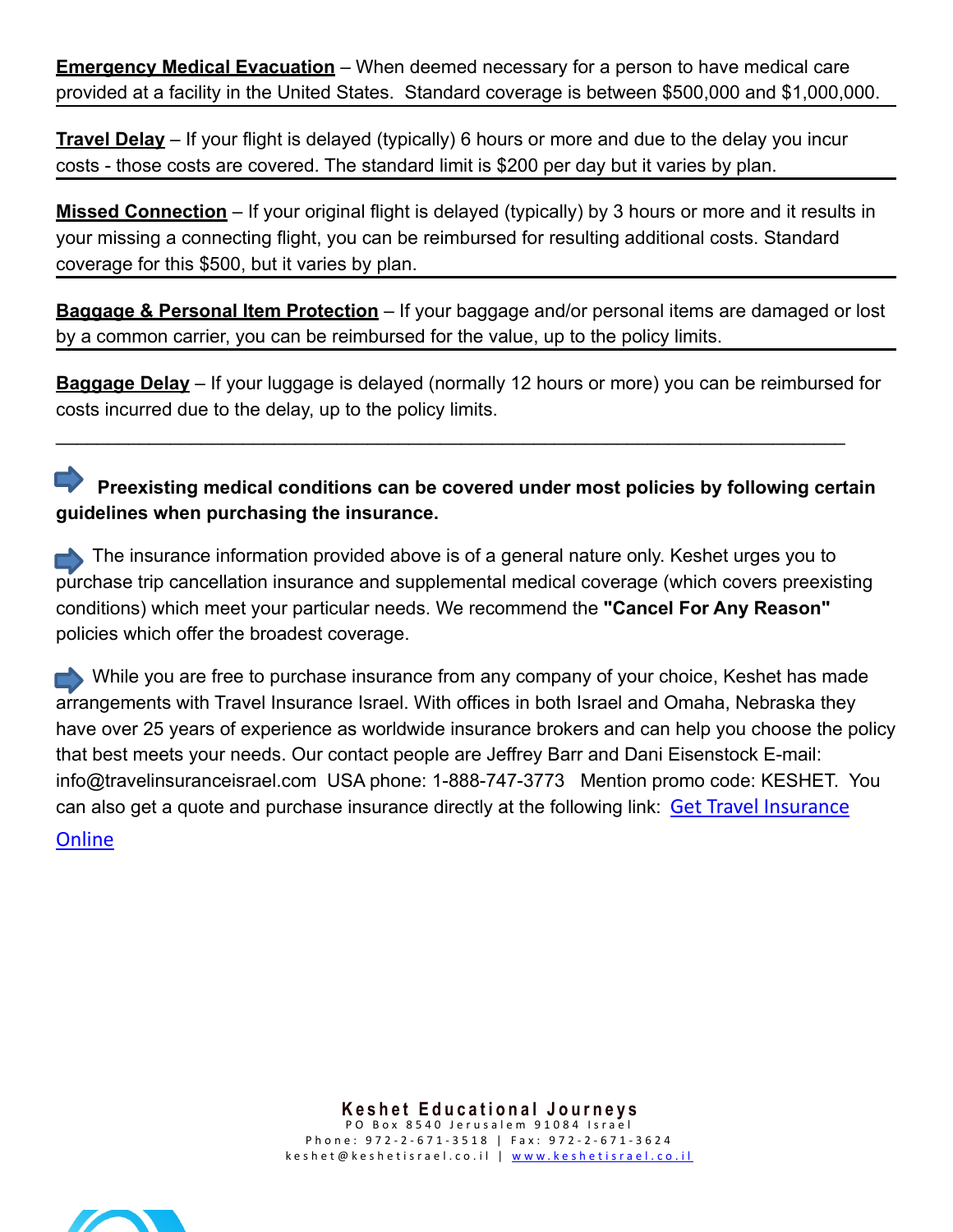**Emergency Medical Evacuation** – When deemed necessary for a person to have medical care provided at a facility in the United States. Standard coverage is between $500,000 and $1,000,000.

---

**Travel Delay** – If your flight is delayed (typically) 6 hours or more and due to the delay you incur costs - those costs are covered. The standard limit is $200 per day but it varies by plan.

---

**Missed Connection** – If your original flight is delayed (typically) by 3 hours or more and it results in your missing a connecting flight, you can be reimbursed for resulting additional costs. Standard coverage for this $500, but it varies by plan.

---

**Baggage & Personal Item Protection** – If your baggage and/or personal items are damaged or lost by a common carrier, you can be reimbursed for the value, up to the policy limits.

---

**Baggage Delay** – If your luggage is delayed (normally 12 hours or more) you can be reimbursed for costs incurred due to the delay, up to the policy limits.

---

**Preexisting medical conditions can be covered under most policies by following certain guidelines when purchasing the insurance.**

The insurance information provided above is of a general nature only. Keshet urges you to purchase trip cancellation insurance and supplemental medical coverage (which covers preexisting conditions) which meet your particular needs. We recommend the **"Cancel For Any Reason"** policies which offer the broadest coverage.

While you are free to purchase insurance from any company of your choice, Keshet has made arrangements with Travel Insurance Israel. With offices in both Israel and Omaha, Nebraska they have over 25 years of experience as worldwide insurance brokers and can help you choose the policy that best meets your needs. Our contact people are Jeffrey Barr and Dani Eisenstock E-mail: info@travelinsuranceisrael.com USA phone: 1-888-747-3773 Mention promo code: KESHET. You can also get a quote and purchase insurance directly at the following link: Get Travel Insurance Online

**Keshet Educational Journeys**
PO Box 8540 Jerusalem 91084 Israel
Phone: 972-2-671-3518 | Fax: 972-2-671-3624
keshet@keshetisrael.co.il | www.keshetisrael.co.il